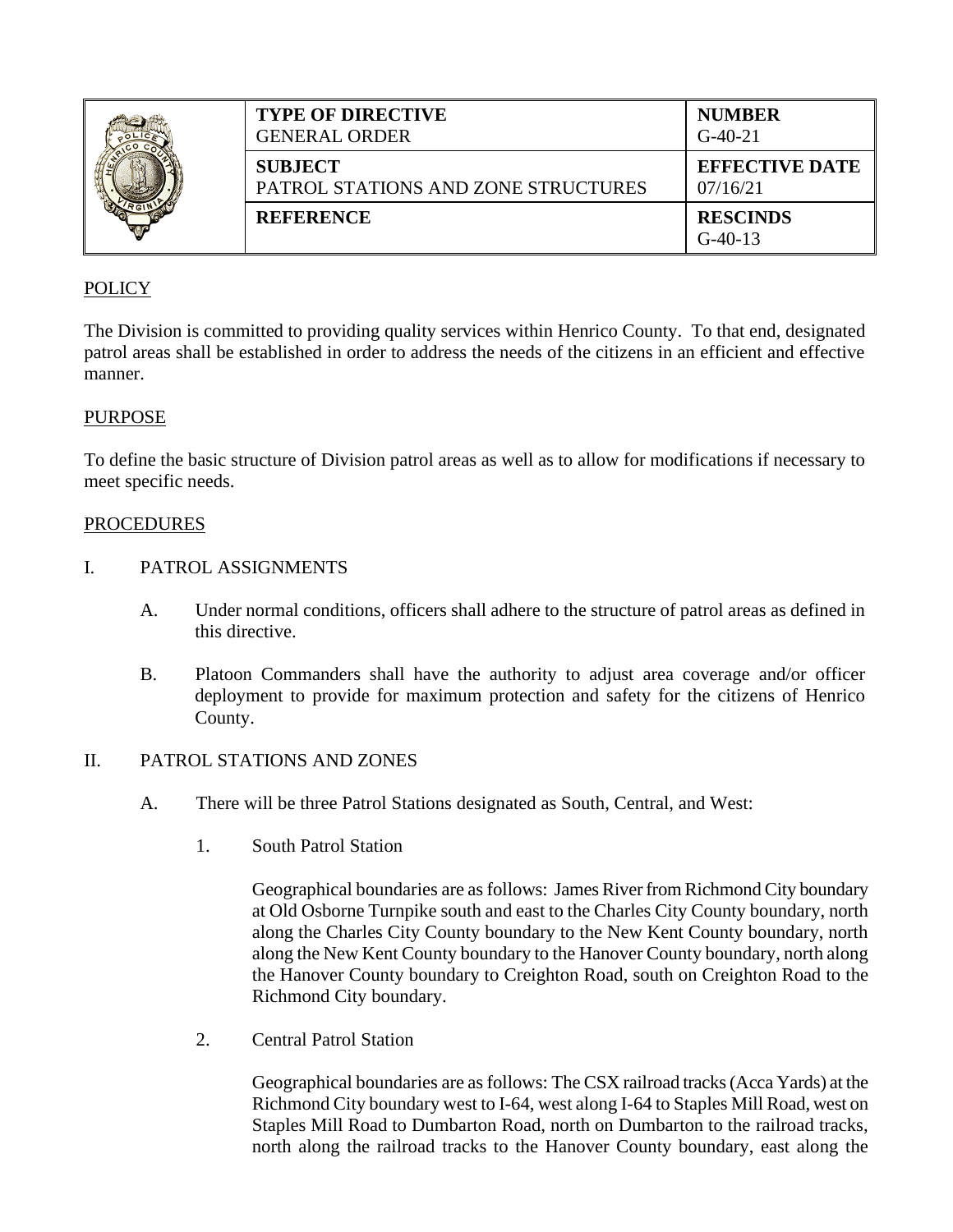| | TYPE OF DIRECTIVE<br>GENERAL ORDER | NUMBER<br>G-40-21 |
|---|---|---|
| | SUBJECT<br>PATROL STATIONS AND ZONE STRUCTURES | EFFECTIVE DATE<br>07/16/21 |
| | REFERENCE | RESCINDS<br>G-40-13 |

POLICY

The Division is committed to providing quality services within Henrico County. To that end, designated patrol areas shall be established in order to address the needs of the citizens in an efficient and effective manner.

PURPOSE

To define the basic structure of Division patrol areas as well as to allow for modifications if necessary to meet specific needs.

PROCEDURES

I. PATROL ASSIGNMENTS

A. Under normal conditions, officers shall adhere to the structure of patrol areas as defined in this directive.

B. Platoon Commanders shall have the authority to adjust area coverage and/or officer deployment to provide for maximum protection and safety for the citizens of Henrico County.

II. PATROL STATIONS AND ZONES

A. There will be three Patrol Stations designated as South, Central, and West:

1. South Patrol Station

Geographical boundaries are as follows: James River from Richmond City boundary at Old Osborne Turnpike south and east to the Charles City County boundary, north along the Charles City County boundary to the New Kent County boundary, north along the New Kent County boundary to the Hanover County boundary, north along the Hanover County boundary to Creighton Road, south on Creighton Road to the Richmond City boundary.

2. Central Patrol Station

Geographical boundaries are as follows: The CSX railroad tracks (Acca Yards) at the Richmond City boundary west to I-64, west along I-64 to Staples Mill Road, west on Staples Mill Road to Dumbarton Road, north on Dumbarton to the railroad tracks, north along the railroad tracks to the Hanover County boundary, east along the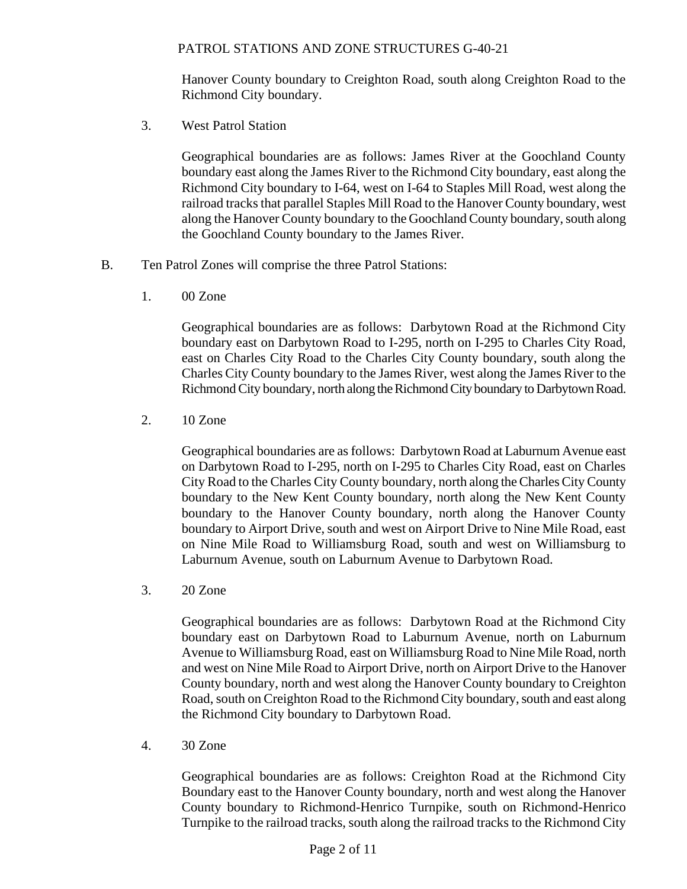Hanover County boundary to Creighton Road, south along Creighton Road to the Richmond City boundary.

3. West Patrol Station

   Geographical boundaries are as follows: James River at the Goochland County boundary east along the James River to the Richmond City boundary, east along the Richmond City boundary to I-64, west on I-64 to Staples Mill Road, west along the railroad tracks that parallel Staples Mill Road to the Hanover County boundary, west along the Hanover County boundary to the Goochland County boundary, south along the Goochland County boundary to the James River.

B. Ten Patrol Zones will comprise the three Patrol Stations:

1. 00 Zone

   Geographical boundaries are as follows: Darbytown Road at the Richmond City boundary east on Darbytown Road to I-295, north on I-295 to Charles City Road, east on Charles City Road to the Charles City County boundary, south along the Charles City County boundary to the James River, west along the James River to the Richmond City boundary, north along the Richmond City boundary to Darbytown Road.

2. 10 Zone

   Geographical boundaries are as follows: Darbytown Road at Laburnum Avenue east on Darbytown Road to I-295, north on I-295 to Charles City Road, east on Charles City Road to the Charles City County boundary, north along the Charles City County boundary to the New Kent County boundary, north along the New Kent County boundary to the Hanover County boundary, north along the Hanover County boundary to Airport Drive, south and west on Airport Drive to Nine Mile Road, east on Nine Mile Road to Williamsburg Road, south and west on Williamsburg to Laburnum Avenue, south on Laburnum Avenue to Darbytown Road.

3. 20 Zone

   Geographical boundaries are as follows: Darbytown Road at the Richmond City boundary east on Darbytown Road to Laburnum Avenue, north on Laburnum Avenue to Williamsburg Road, east on Williamsburg Road to Nine Mile Road, north and west on Nine Mile Road to Airport Drive, north on Airport Drive to the Hanover County boundary, north and west along the Hanover County boundary to Creighton Road, south on Creighton Road to the Richmond City boundary, south and east along the Richmond City boundary to Darbytown Road.

4. 30 Zone

   Geographical boundaries are as follows: Creighton Road at the Richmond City Boundary east to the Hanover County boundary, north and west along the Hanover County boundary to Richmond-Henrico Turnpike, south on Richmond-Henrico Turnpike to the railroad tracks, south along the railroad tracks to the Richmond City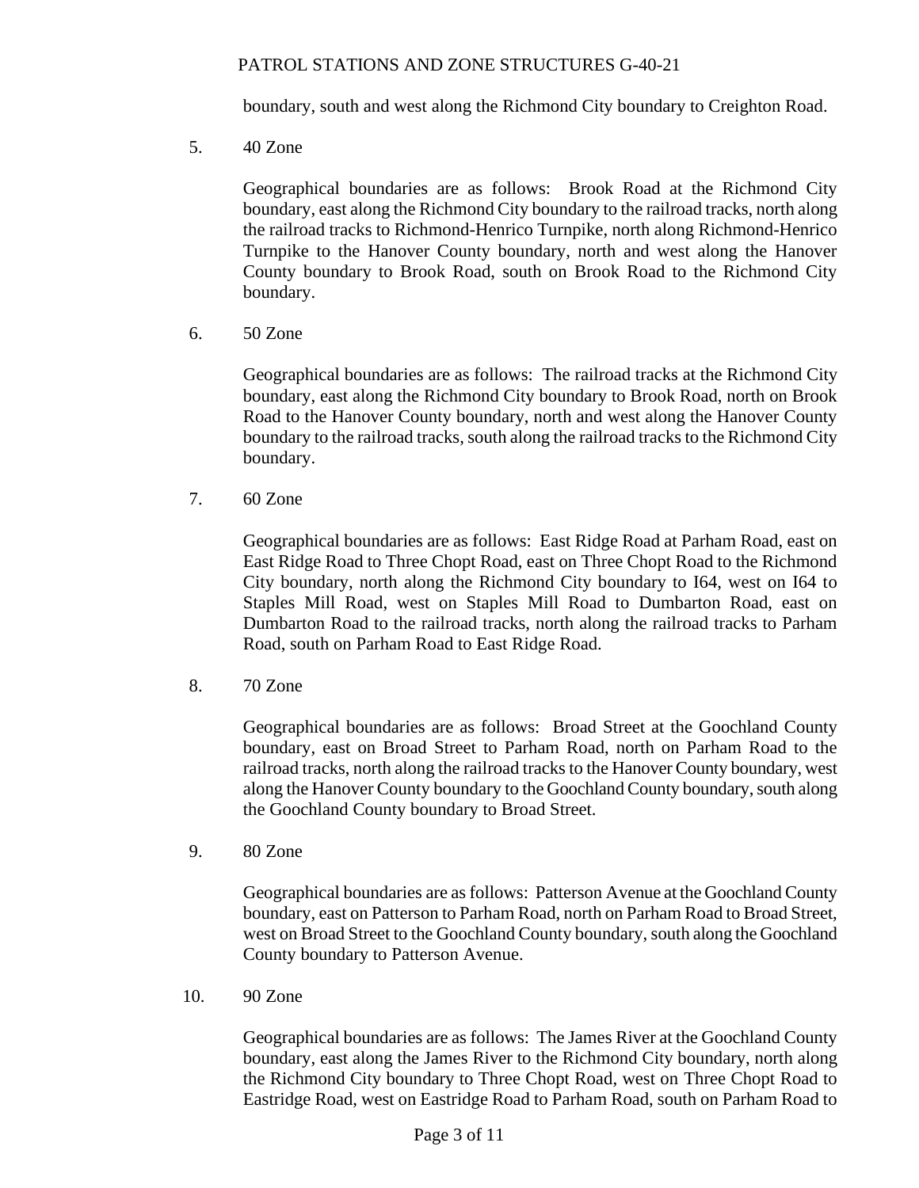boundary, south and west along the Richmond City boundary to Creighton Road.

5. 40 Zone

   Geographical boundaries are as follows: Brook Road at the Richmond City boundary, east along the Richmond City boundary to the railroad tracks, north along the railroad tracks to Richmond-Henrico Turnpike, north along Richmond-Henrico Turnpike to the Hanover County boundary, north and west along the Hanover County boundary to Brook Road, south on Brook Road to the Richmond City boundary.

6. 50 Zone

   Geographical boundaries are as follows: The railroad tracks at the Richmond City boundary, east along the Richmond City boundary to Brook Road, north on Brook Road to the Hanover County boundary, north and west along the Hanover County boundary to the railroad tracks, south along the railroad tracks to the Richmond City boundary.

7. 60 Zone

   Geographical boundaries are as follows: East Ridge Road at Parham Road, east on East Ridge Road to Three Chopt Road, east on Three Chopt Road to the Richmond City boundary, north along the Richmond City boundary to I64, west on I64 to Staples Mill Road, west on Staples Mill Road to Dumbarton Road, east on Dumbarton Road to the railroad tracks, north along the railroad tracks to Parham Road, south on Parham Road to East Ridge Road.

8. 70 Zone

   Geographical boundaries are as follows: Broad Street at the Goochland County boundary, east on Broad Street to Parham Road, north on Parham Road to the railroad tracks, north along the railroad tracks to the Hanover County boundary, west along the Hanover County boundary to the Goochland County boundary, south along the Goochland County boundary to Broad Street.

9. 80 Zone

   Geographical boundaries are as follows: Patterson Avenue at the Goochland County boundary, east on Patterson to Parham Road, north on Parham Road to Broad Street, west on Broad Street to the Goochland County boundary, south along the Goochland County boundary to Patterson Avenue.

10. 90 Zone

    Geographical boundaries are as follows: The James River at the Goochland County boundary, east along the James River to the Richmond City boundary, north along the Richmond City boundary to Three Chopt Road, west on Three Chopt Road to Eastridge Road, west on Eastridge Road to Parham Road, south on Parham Road to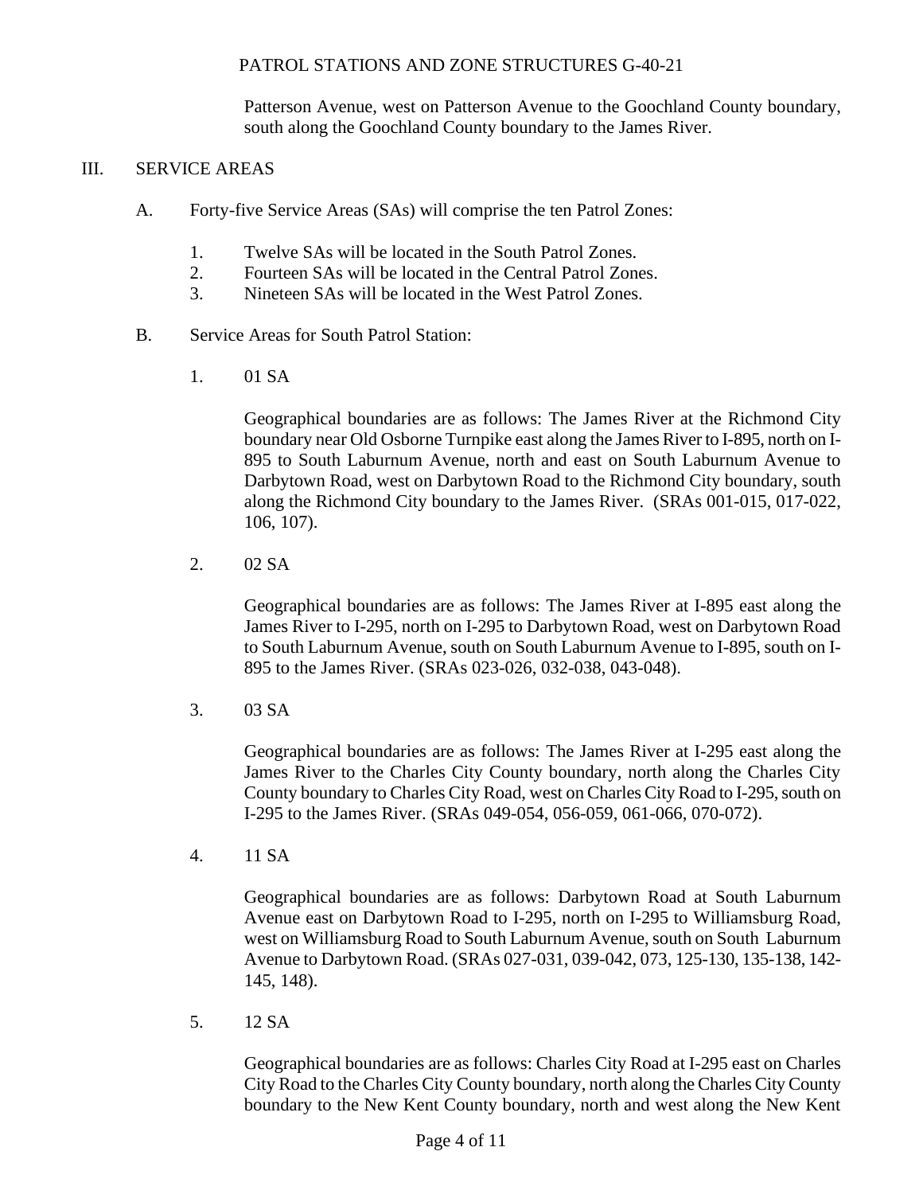Patterson Avenue, west on Patterson Avenue to the Goochland County boundary, south along the Goochland County boundary to the James River.

## III. SERVICE AREAS

A. Forty-five Service Areas (SAs) will comprise the ten Patrol Zones:

1. Twelve SAs will be located in the South Patrol Zones.
2. Fourteen SAs will be located in the Central Patrol Zones.
3. Nineteen SAs will be located in the West Patrol Zones.

B. Service Areas for South Patrol Station:

1. 01 SA

   Geographical boundaries are as follows: The James River at the Richmond City boundary near Old Osborne Turnpike east along the James River to I-895, north on I-895 to South Laburnum Avenue, north and east on South Laburnum Avenue to Darbytown Road, west on Darbytown Road to the Richmond City boundary, south along the Richmond City boundary to the James River. (SRAs 001-015, 017-022, 106, 107).

2. 02 SA

   Geographical boundaries are as follows: The James River at I-895 east along the James River to I-295, north on I-295 to Darbytown Road, west on Darbytown Road to South Laburnum Avenue, south on South Laburnum Avenue to I-895, south on I-895 to the James River. (SRAs 023-026, 032-038, 043-048).

3. 03 SA

   Geographical boundaries are as follows: The James River at I-295 east along the James River to the Charles City County boundary, north along the Charles City County boundary to Charles City Road, west on Charles City Road to I-295, south on I-295 to the James River. (SRAs 049-054, 056-059, 061-066, 070-072).

4. 11 SA

   Geographical boundaries are as follows: Darbytown Road at South Laburnum Avenue east on Darbytown Road to I-295, north on I-295 to Williamsburg Road, west on Williamsburg Road to South Laburnum Avenue, south on South Laburnum Avenue to Darbytown Road. (SRAs 027-031, 039-042, 073, 125-130, 135-138, 142-145, 148).

5. 12 SA

   Geographical boundaries are as follows: Charles City Road at I-295 east on Charles City Road to the Charles City County boundary, north along the Charles City County boundary to the New Kent County boundary, north and west along the New Kent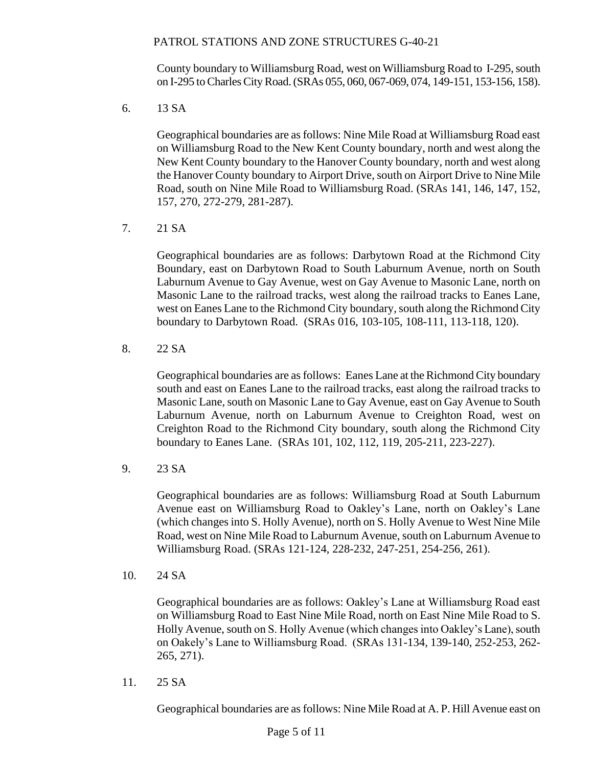County boundary to Williamsburg Road, west on Williamsburg Road to I-295, south on I-295 to Charles City Road. (SRAs 055, 060, 067-069, 074, 149-151, 153-156, 158).

6. 13 SA

   Geographical boundaries are as follows: Nine Mile Road at Williamsburg Road east on Williamsburg Road to the New Kent County boundary, north and west along the New Kent County boundary to the Hanover County boundary, north and west along the Hanover County boundary to Airport Drive, south on Airport Drive to Nine Mile Road, south on Nine Mile Road to Williamsburg Road. (SRAs 141, 146, 147, 152, 157, 270, 272-279, 281-287).

7. 21 SA

   Geographical boundaries are as follows: Darbytown Road at the Richmond City Boundary, east on Darbytown Road to South Laburnum Avenue, north on South Laburnum Avenue to Gay Avenue, west on Gay Avenue to Masonic Lane, north on Masonic Lane to the railroad tracks, west along the railroad tracks to Eanes Lane, west on Eanes Lane to the Richmond City boundary, south along the Richmond City boundary to Darbytown Road. (SRAs 016, 103-105, 108-111, 113-118, 120).

8. 22 SA

   Geographical boundaries are as follows: Eanes Lane at the Richmond City boundary south and east on Eanes Lane to the railroad tracks, east along the railroad tracks to Masonic Lane, south on Masonic Lane to Gay Avenue, east on Gay Avenue to South Laburnum Avenue, north on Laburnum Avenue to Creighton Road, west on Creighton Road to the Richmond City boundary, south along the Richmond City boundary to Eanes Lane. (SRAs 101, 102, 112, 119, 205-211, 223-227).

9. 23 SA

   Geographical boundaries are as follows: Williamsburg Road at South Laburnum Avenue east on Williamsburg Road to Oakley's Lane, north on Oakley's Lane (which changes into S. Holly Avenue), north on S. Holly Avenue to West Nine Mile Road, west on Nine Mile Road to Laburnum Avenue, south on Laburnum Avenue to Williamsburg Road. (SRAs 121-124, 228-232, 247-251, 254-256, 261).

10. 24 SA

    Geographical boundaries are as follows: Oakley's Lane at Williamsburg Road east on Williamsburg Road to East Nine Mile Road, north on East Nine Mile Road to S. Holly Avenue, south on S. Holly Avenue (which changes into Oakley's Lane), south on Oakely's Lane to Williamsburg Road. (SRAs 131-134, 139-140, 252-253, 262-265, 271).

11. 25 SA

    Geographical boundaries are as follows: Nine Mile Road at A. P. Hill Avenue east on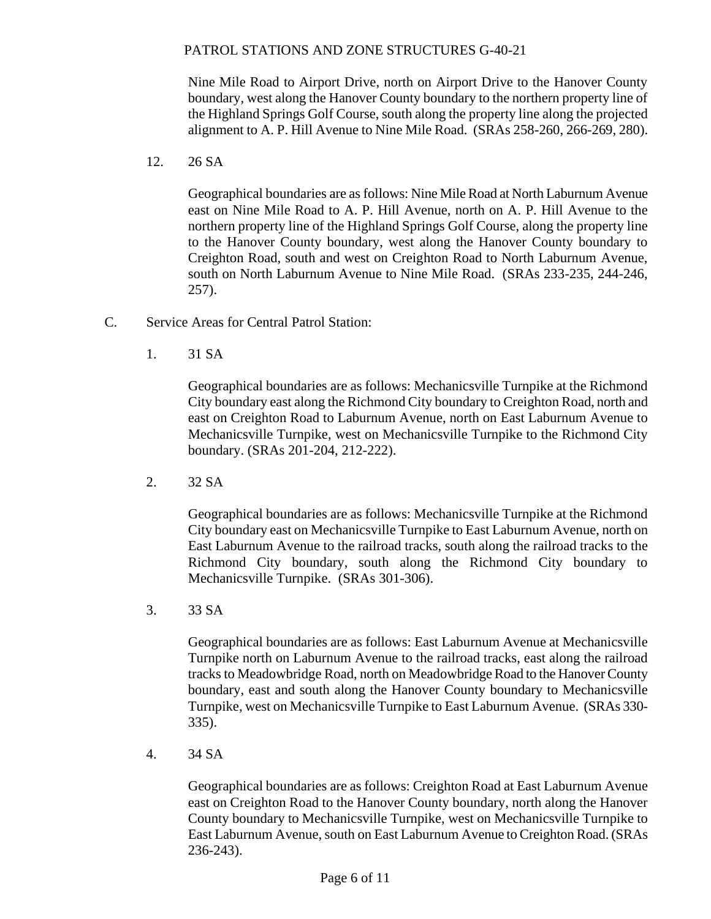Nine Mile Road to Airport Drive, north on Airport Drive to the Hanover County boundary, west along the Hanover County boundary to the northern property line of the Highland Springs Golf Course, south along the property line along the projected alignment to A. P. Hill Avenue to Nine Mile Road. (SRAs 258-260, 266-269, 280).

12. 26 SA

    Geographical boundaries are as follows: Nine Mile Road at North Laburnum Avenue east on Nine Mile Road to A. P. Hill Avenue, north on A. P. Hill Avenue to the northern property line of the Highland Springs Golf Course, along the property line to the Hanover County boundary, west along the Hanover County boundary to Creighton Road, south and west on Creighton Road to North Laburnum Avenue, south on North Laburnum Avenue to Nine Mile Road. (SRAs 233-235, 244-246, 257).

C. Service Areas for Central Patrol Station:

1. 31 SA

    Geographical boundaries are as follows: Mechanicsville Turnpike at the Richmond City boundary east along the Richmond City boundary to Creighton Road, north and east on Creighton Road to Laburnum Avenue, north on East Laburnum Avenue to Mechanicsville Turnpike, west on Mechanicsville Turnpike to the Richmond City boundary. (SRAs 201-204, 212-222).

2. 32 SA

    Geographical boundaries are as follows: Mechanicsville Turnpike at the Richmond City boundary east on Mechanicsville Turnpike to East Laburnum Avenue, north on East Laburnum Avenue to the railroad tracks, south along the railroad tracks to the Richmond City boundary, south along the Richmond City boundary to Mechanicsville Turnpike. (SRAs 301-306).

3. 33 SA

    Geographical boundaries are as follows: East Laburnum Avenue at Mechanicsville Turnpike north on Laburnum Avenue to the railroad tracks, east along the railroad tracks to Meadowbridge Road, north on Meadowbridge Road to the Hanover County boundary, east and south along the Hanover County boundary to Mechanicsville Turnpike, west on Mechanicsville Turnpike to East Laburnum Avenue. (SRAs 330-335).

4. 34 SA

    Geographical boundaries are as follows: Creighton Road at East Laburnum Avenue east on Creighton Road to the Hanover County boundary, north along the Hanover County boundary to Mechanicsville Turnpike, west on Mechanicsville Turnpike to East Laburnum Avenue, south on East Laburnum Avenue to Creighton Road. (SRAs 236-243).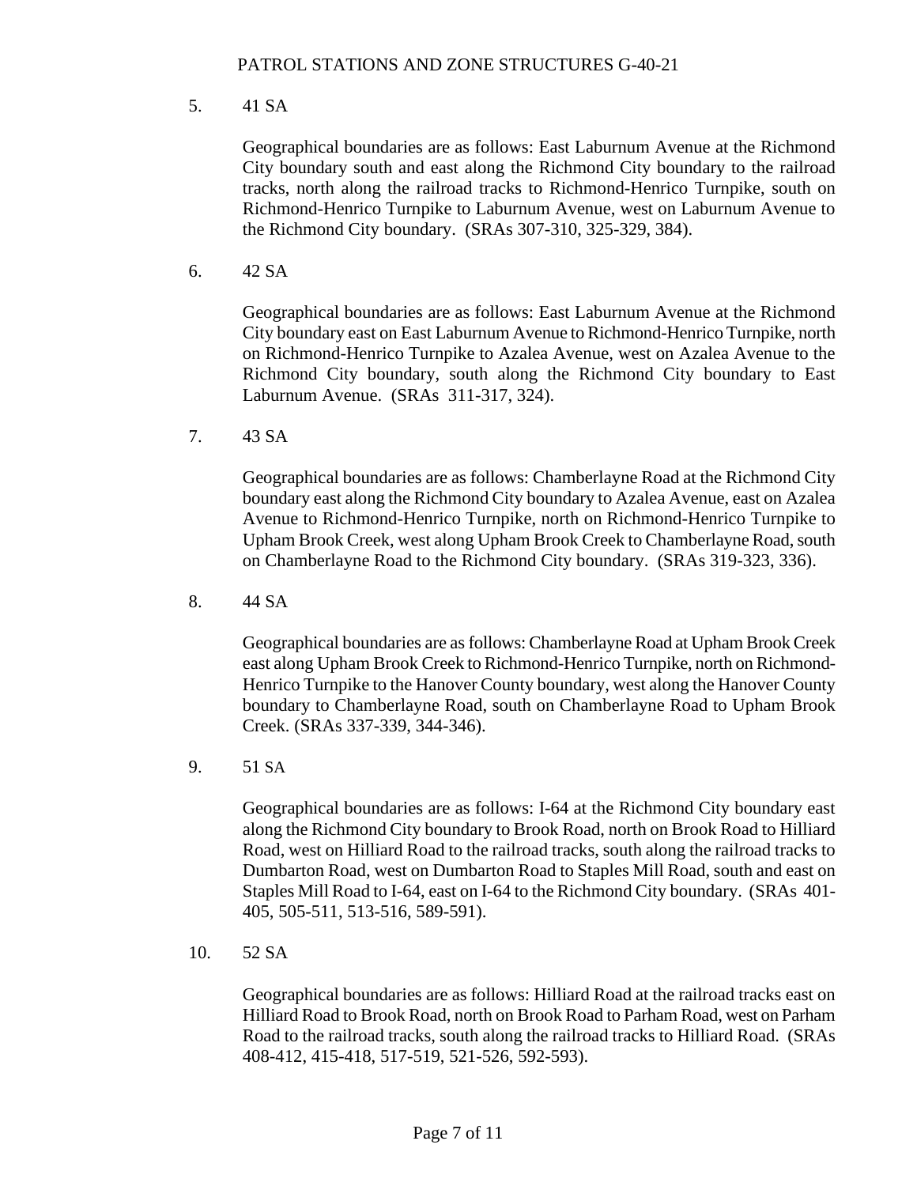5. 41 SA

   Geographical boundaries are as follows: East Laburnum Avenue at the Richmond City boundary south and east along the Richmond City boundary to the railroad tracks, north along the railroad tracks to Richmond-Henrico Turnpike, south on Richmond-Henrico Turnpike to Laburnum Avenue, west on Laburnum Avenue to the Richmond City boundary. (SRAs 307-310, 325-329, 384).

6. 42 SA

   Geographical boundaries are as follows: East Laburnum Avenue at the Richmond City boundary east on East Laburnum Avenue to Richmond-Henrico Turnpike, north on Richmond-Henrico Turnpike to Azalea Avenue, west on Azalea Avenue to the Richmond City boundary, south along the Richmond City boundary to East Laburnum Avenue. (SRAs 311-317, 324).

7. 43 SA

   Geographical boundaries are as follows: Chamberlayne Road at the Richmond City boundary east along the Richmond City boundary to Azalea Avenue, east on Azalea Avenue to Richmond-Henrico Turnpike, north on Richmond-Henrico Turnpike to Upham Brook Creek, west along Upham Brook Creek to Chamberlayne Road, south on Chamberlayne Road to the Richmond City boundary. (SRAs 319-323, 336).

8. 44 SA

   Geographical boundaries are as follows: Chamberlayne Road at Upham Brook Creek east along Upham Brook Creek to Richmond-Henrico Turnpike, north on Richmond-Henrico Turnpike to the Hanover County boundary, west along the Hanover County boundary to Chamberlayne Road, south on Chamberlayne Road to Upham Brook Creek. (SRAs 337-339, 344-346).

9. 51 SA

   Geographical boundaries are as follows: I-64 at the Richmond City boundary east along the Richmond City boundary to Brook Road, north on Brook Road to Hilliard Road, west on Hilliard Road to the railroad tracks, south along the railroad tracks to Dumbarton Road, west on Dumbarton Road to Staples Mill Road, south and east on Staples Mill Road to I-64, east on I-64 to the Richmond City boundary. (SRAs 401-405, 505-511, 513-516, 589-591).

10. 52 SA

    Geographical boundaries are as follows: Hilliard Road at the railroad tracks east on Hilliard Road to Brook Road, north on Brook Road to Parham Road, west on Parham Road to the railroad tracks, south along the railroad tracks to Hilliard Road. (SRAs 408-412, 415-418, 517-519, 521-526, 592-593).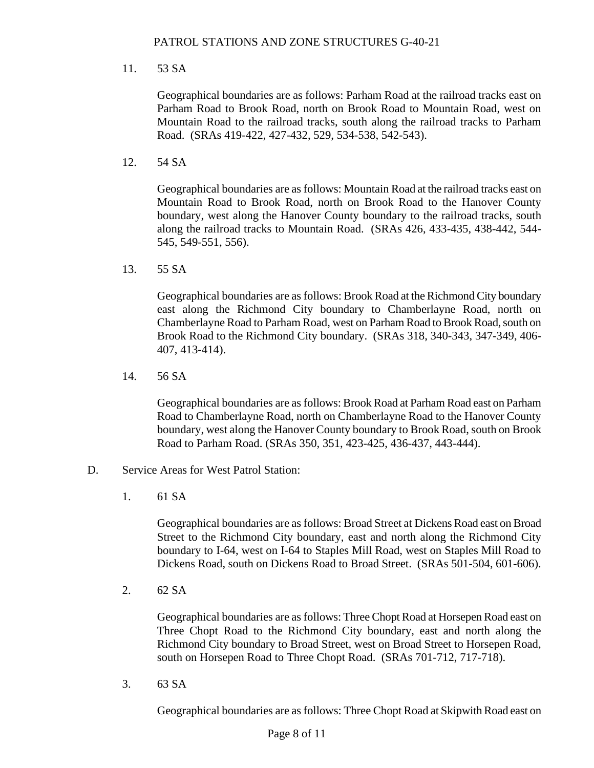11. 53 SA

    Geographical boundaries are as follows: Parham Road at the railroad tracks east on Parham Road to Brook Road, north on Brook Road to Mountain Road, west on Mountain Road to the railroad tracks, south along the railroad tracks to Parham Road. (SRAs 419-422, 427-432, 529, 534-538, 542-543).

12. 54 SA

    Geographical boundaries are as follows: Mountain Road at the railroad tracks east on Mountain Road to Brook Road, north on Brook Road to the Hanover County boundary, west along the Hanover County boundary to the railroad tracks, south along the railroad tracks to Mountain Road. (SRAs 426, 433-435, 438-442, 544-545, 549-551, 556).

13. 55 SA

    Geographical boundaries are as follows: Brook Road at the Richmond City boundary east along the Richmond City boundary to Chamberlayne Road, north on Chamberlayne Road to Parham Road, west on Parham Road to Brook Road, south on Brook Road to the Richmond City boundary. (SRAs 318, 340-343, 347-349, 406-407, 413-414).

14. 56 SA

    Geographical boundaries are as follows: Brook Road at Parham Road east on Parham Road to Chamberlayne Road, north on Chamberlayne Road to the Hanover County boundary, west along the Hanover County boundary to Brook Road, south on Brook Road to Parham Road. (SRAs 350, 351, 423-425, 436-437, 443-444).

D. Service Areas for West Patrol Station:

1. 61 SA

    Geographical boundaries are as follows: Broad Street at Dickens Road east on Broad Street to the Richmond City boundary, east and north along the Richmond City boundary to I-64, west on I-64 to Staples Mill Road, west on Staples Mill Road to Dickens Road, south on Dickens Road to Broad Street. (SRAs 501-504, 601-606).

2. 62 SA

    Geographical boundaries are as follows: Three Chopt Road at Horsepen Road east on Three Chopt Road to the Richmond City boundary, east and north along the Richmond City boundary to Broad Street, west on Broad Street to Horsepen Road, south on Horsepen Road to Three Chopt Road. (SRAs 701-712, 717-718).

3. 63 SA

    Geographical boundaries are as follows: Three Chopt Road at Skipwith Road east on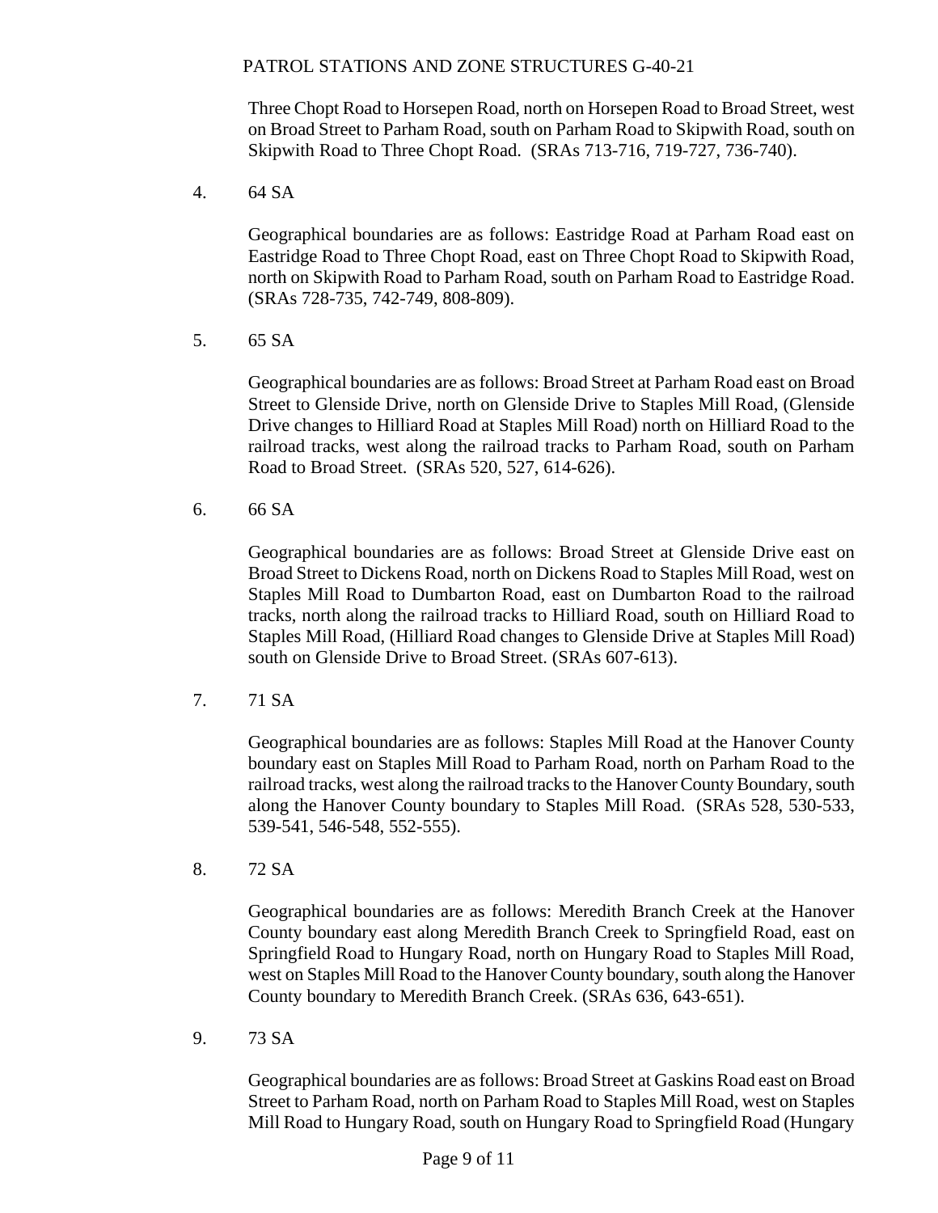Three Chopt Road to Horsepen Road, north on Horsepen Road to Broad Street, west on Broad Street to Parham Road, south on Parham Road to Skipwith Road, south on Skipwith Road to Three Chopt Road. (SRAs 713-716, 719-727, 736-740).

4. 64 SA

   Geographical boundaries are as follows: Eastridge Road at Parham Road east on Eastridge Road to Three Chopt Road, east on Three Chopt Road to Skipwith Road, north on Skipwith Road to Parham Road, south on Parham Road to Eastridge Road. (SRAs 728-735, 742-749, 808-809).

5. 65 SA

   Geographical boundaries are as follows: Broad Street at Parham Road east on Broad Street to Glenside Drive, north on Glenside Drive to Staples Mill Road, (Glenside Drive changes to Hilliard Road at Staples Mill Road) north on Hilliard Road to the railroad tracks, west along the railroad tracks to Parham Road, south on Parham Road to Broad Street. (SRAs 520, 527, 614-626).

6. 66 SA

   Geographical boundaries are as follows: Broad Street at Glenside Drive east on Broad Street to Dickens Road, north on Dickens Road to Staples Mill Road, west on Staples Mill Road to Dumbarton Road, east on Dumbarton Road to the railroad tracks, north along the railroad tracks to Hilliard Road, south on Hilliard Road to Staples Mill Road, (Hilliard Road changes to Glenside Drive at Staples Mill Road) south on Glenside Drive to Broad Street. (SRAs 607-613).

7. 71 SA

   Geographical boundaries are as follows: Staples Mill Road at the Hanover County boundary east on Staples Mill Road to Parham Road, north on Parham Road to the railroad tracks, west along the railroad tracks to the Hanover County Boundary, south along the Hanover County boundary to Staples Mill Road. (SRAs 528, 530-533, 539-541, 546-548, 552-555).

8. 72 SA

   Geographical boundaries are as follows: Meredith Branch Creek at the Hanover County boundary east along Meredith Branch Creek to Springfield Road, east on Springfield Road to Hungary Road, north on Hungary Road to Staples Mill Road, west on Staples Mill Road to the Hanover County boundary, south along the Hanover County boundary to Meredith Branch Creek. (SRAs 636, 643-651).

9. 73 SA

   Geographical boundaries are as follows: Broad Street at Gaskins Road east on Broad Street to Parham Road, north on Parham Road to Staples Mill Road, west on Staples Mill Road to Hungary Road, south on Hungary Road to Springfield Road (Hungary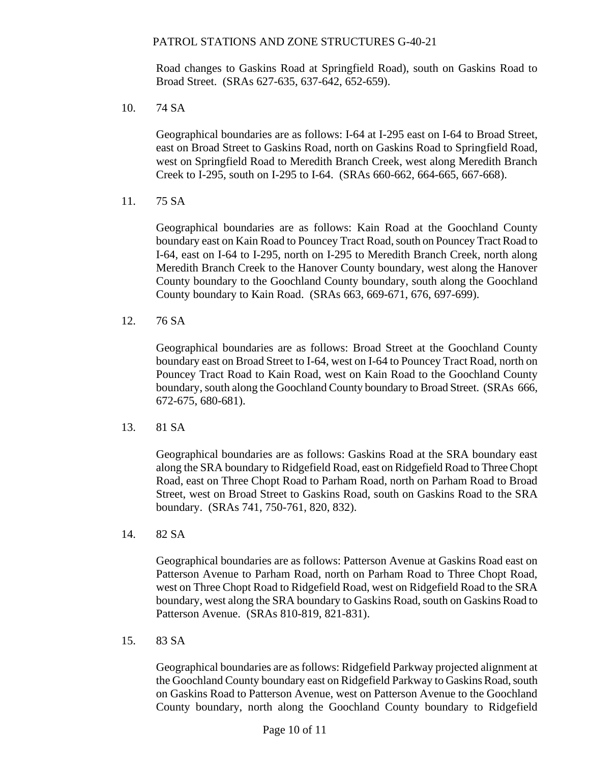Road changes to Gaskins Road at Springfield Road), south on Gaskins Road to Broad Street. (SRAs 627-635, 637-642, 652-659).

10. 74 SA

    Geographical boundaries are as follows: I-64 at I-295 east on I-64 to Broad Street, east on Broad Street to Gaskins Road, north on Gaskins Road to Springfield Road, west on Springfield Road to Meredith Branch Creek, west along Meredith Branch Creek to I-295, south on I-295 to I-64. (SRAs 660-662, 664-665, 667-668).

11. 75 SA

    Geographical boundaries are as follows: Kain Road at the Goochland County boundary east on Kain Road to Pouncey Tract Road, south on Pouncey Tract Road to I-64, east on I-64 to I-295, north on I-295 to Meredith Branch Creek, north along Meredith Branch Creek to the Hanover County boundary, west along the Hanover County boundary to the Goochland County boundary, south along the Goochland County boundary to Kain Road. (SRAs 663, 669-671, 676, 697-699).

12. 76 SA

    Geographical boundaries are as follows: Broad Street at the Goochland County boundary east on Broad Street to I-64, west on I-64 to Pouncey Tract Road, north on Pouncey Tract Road to Kain Road, west on Kain Road to the Goochland County boundary, south along the Goochland County boundary to Broad Street. (SRAs 666, 672-675, 680-681).

13. 81 SA

    Geographical boundaries are as follows: Gaskins Road at the SRA boundary east along the SRA boundary to Ridgefield Road, east on Ridgefield Road to Three Chopt Road, east on Three Chopt Road to Parham Road, north on Parham Road to Broad Street, west on Broad Street to Gaskins Road, south on Gaskins Road to the SRA boundary. (SRAs 741, 750-761, 820, 832).

14. 82 SA

    Geographical boundaries are as follows: Patterson Avenue at Gaskins Road east on Patterson Avenue to Parham Road, north on Parham Road to Three Chopt Road, west on Three Chopt Road to Ridgefield Road, west on Ridgefield Road to the SRA boundary, west along the SRA boundary to Gaskins Road, south on Gaskins Road to Patterson Avenue. (SRAs 810-819, 821-831).

15. 83 SA

    Geographical boundaries are as follows: Ridgefield Parkway projected alignment at the Goochland County boundary east on Ridgefield Parkway to Gaskins Road, south on Gaskins Road to Patterson Avenue, west on Patterson Avenue to the Goochland County boundary, north along the Goochland County boundary to Ridgefield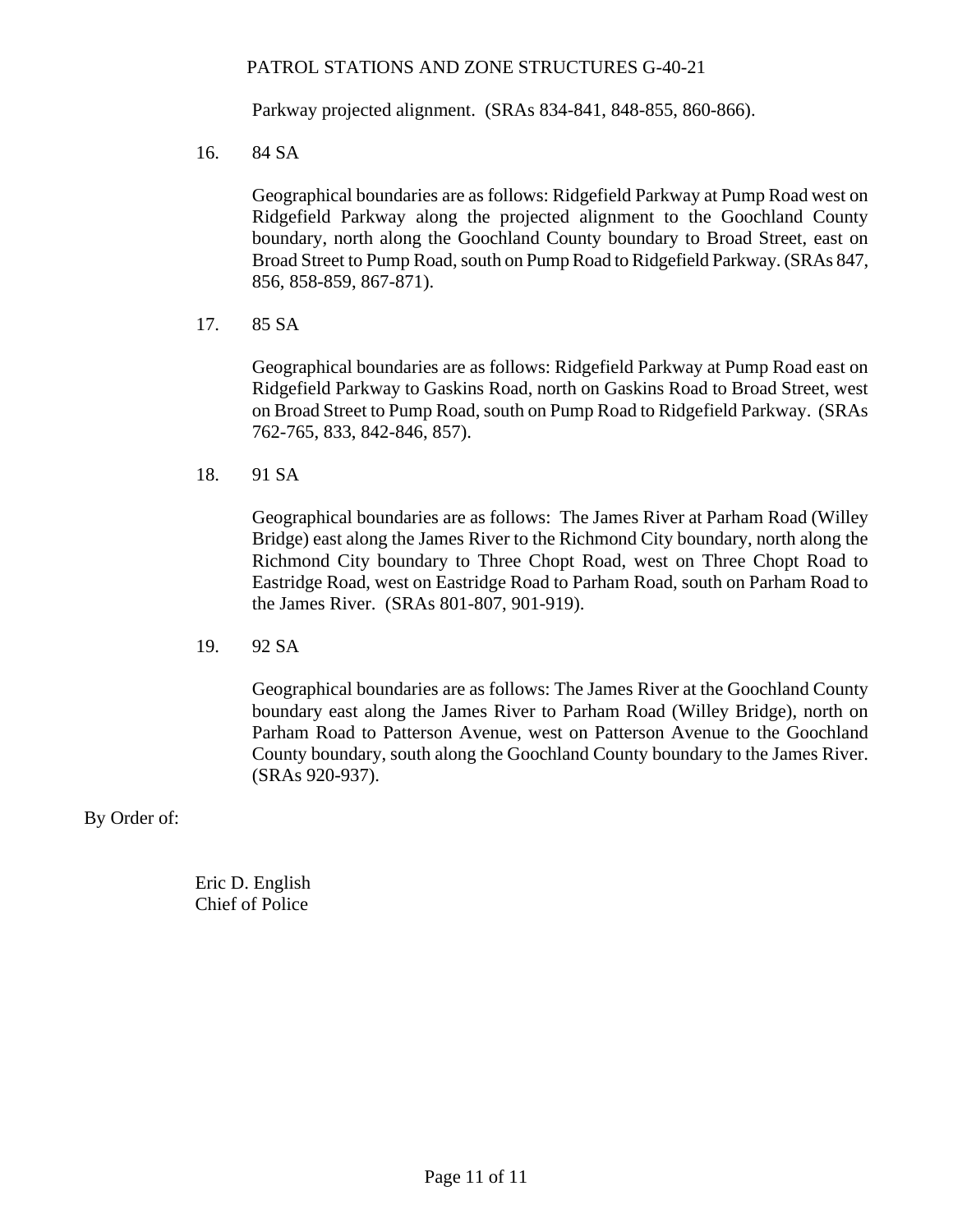Parkway projected alignment. (SRAs 834-841, 848-855, 860-866).

16. 84 SA

    Geographical boundaries are as follows: Ridgefield Parkway at Pump Road west on Ridgefield Parkway along the projected alignment to the Goochland County boundary, north along the Goochland County boundary to Broad Street, east on Broad Street to Pump Road, south on Pump Road to Ridgefield Parkway. (SRAs 847, 856, 858-859, 867-871).

17. 85 SA

    Geographical boundaries are as follows: Ridgefield Parkway at Pump Road east on Ridgefield Parkway to Gaskins Road, north on Gaskins Road to Broad Street, west on Broad Street to Pump Road, south on Pump Road to Ridgefield Parkway. (SRAs 762-765, 833, 842-846, 857).

18. 91 SA

    Geographical boundaries are as follows: The James River at Parham Road (Willey Bridge) east along the James River to the Richmond City boundary, north along the Richmond City boundary to Three Chopt Road, west on Three Chopt Road to Eastridge Road, west on Eastridge Road to Parham Road, south on Parham Road to the James River. (SRAs 801-807, 901-919).

19. 92 SA

    Geographical boundaries are as follows: The James River at the Goochland County boundary east along the James River to Parham Road (Willey Bridge), north on Parham Road to Patterson Avenue, west on Patterson Avenue to the Goochland County boundary, south along the Goochland County boundary to the James River. (SRAs 920-937).

By Order of:

Eric D. English
Chief of Police